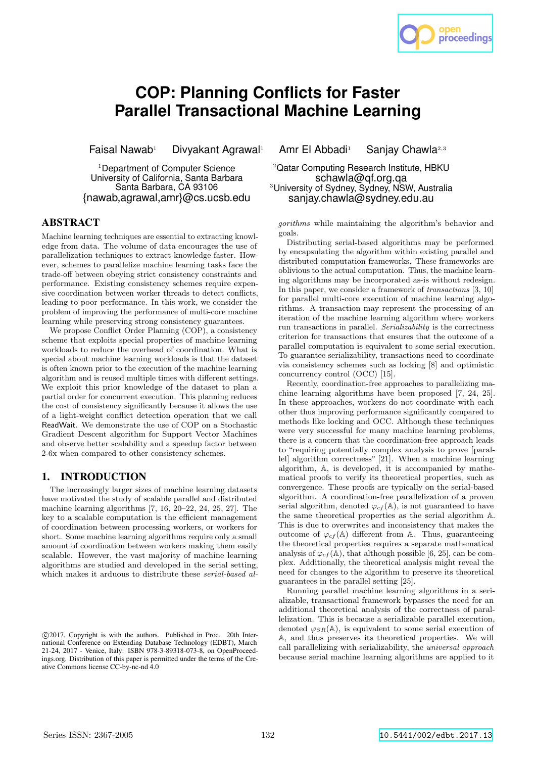# COP: Planning Conflicts for Faster Parallel Transactional Machine Learning

Faisal Nawab[1] Divyakant Agrawal[1] Amr El Abbadi[1] Sanjay Chawla[2,3]

[1]Department of Computer Science
University of California, Santa Barbara
Santa Barbara, CA 93106
{nawab,agrawal,amr}@cs.ucsb.edu

[2]Qatar Computing Research Institute, HBKU
schawla@qf.org.qa
[3]University of Sydney, Sydney, NSW, Australia
sanjay.chawla@sydney.edu.au

## ABSTRACT

Machine learning techniques are essential to extracting knowledge from data. The volume of data encourages the use of parallelization techniques to extract knowledge faster. However, schemes to parallelize machine learning tasks face the trade-off between obeying strict consistency constraints and performance. Existing consistency schemes require expensive coordination between worker threads to detect conflicts, leading to poor performance. In this work, we consider the problem of improving the performance of multi-core machine learning while preserving strong consistency guarantees.

We propose Conflict Order Planning (COP), a consistency scheme that exploits special properties of machine learning workloads to reduce the overhead of coordination. What is special about machine learning workloads is that the dataset is often known prior to the execution of the machine learning algorithm and is reused multiple times with different settings. We exploit this prior knowledge of the dataset to plan a partial order for concurrent execution. This planning reduces the cost of consistency significantly because it allows the use of a light-weight conflict detection operation that we call ReadWait. We demonstrate the use of COP on a Stochastic Gradient Descent algorithm for Support Vector Machines and observe better scalability and a speedup factor between 2-6x when compared to other consistency schemes.

## 1. INTRODUCTION

The increasingly larger sizes of machine learning datasets have motivated the study of scalable parallel and distributed machine learning algorithms [7, 16, 20–22, 24, 25, 27]. The key to a scalable computation is the efficient management of coordination between processing workers, or workers for short. Some machine learning algorithms require only a small amount of coordination between workers making them easily scalable. However, the vast majority of machine learning algorithms are studied and developed in the serial setting, which makes it arduous to distribute these *serial-based algorithms* while maintaining the algorithm's behavior and goals.

Distributing serial-based algorithms may be performed by encapsulating the algorithm within existing parallel and distributed computation frameworks. These frameworks are oblivious to the actual computation. Thus, the machine learning algorithms may be incorporated as-is without redesign. In this paper, we consider a framework of *transactions* [3, 10] for parallel multi-core execution of machine learning algorithms. A transaction may represent the processing of an iteration of the machine learning algorithm where workers run transactions in parallel. *Serializability* is the correctness criterion for transactions that ensures that the outcome of a parallel computation is equivalent to some serial execution. To guarantee serializability, transactions need to coordinate via consistency schemes such as locking [8] and optimistic concurrency control (OCC) [15].

Recently, coordination-free approaches to parallelizing machine learning algorithms have been proposed [7, 24, 25]. In these approaches, workers do not coordinate with each other thus improving performance significantly compared to methods like locking and OCC. Although these techniques were very successful for many machine learning problems, there is a concern that the coordination-free approach leads to "requiring potentially complex analysis to prove [parallel] algorithm correctness" [21]. When a machine learning algorithm, $\mathbb{A}$, is developed, it is accompanied by mathematical proofs to verify its theoretical properties, such as convergence. These proofs are typically on the serial-based algorithm. A coordination-free parallelization of a proven serial algorithm, denoted $\varphi_{cf}(\mathbb{A})$, is not guaranteed to have the same theoretical properties as the serial algorithm $\mathbb{A}$. This is due to overwrites and inconsistency that makes the outcome of $\varphi_{cf}(\mathbb{A})$ different from $\mathbb{A}$. Thus, guaranteeing the theoretical properties requires a separate mathematical analysis of $\varphi_{cf}(\mathbb{A})$, that although possible [6, 25], can be complex. Additionally, the theoretical analysis might reveal the need for changes to the algorithm to preserve its theoretical guarantees in the parallel setting [25].

Running parallel machine learning algorithms in a serializable, transactional framework bypasses the need for an additional theoretical analysis of the correctness of parallelization. This is because a serializable parallel execution, denoted $\varphi_{SR}(\mathbb{A})$, is equivalent to some serial execution of $\mathbb{A}$, and thus preserves its theoretical properties. We will call parallelizing with serializability, the *universal approach* because serial machine learning algorithms are applied to it

©2017, Copyright is with the authors. Published in Proc. 20th International Conference on Extending Database Technology (EDBT), March 21-24, 2017 - Venice, Italy: ISBN 978-3-89318-073-8, on OpenProceedings.org. Distribution of this paper is permitted under the terms of the Creative Commons license CC-by-nc-nd 4.0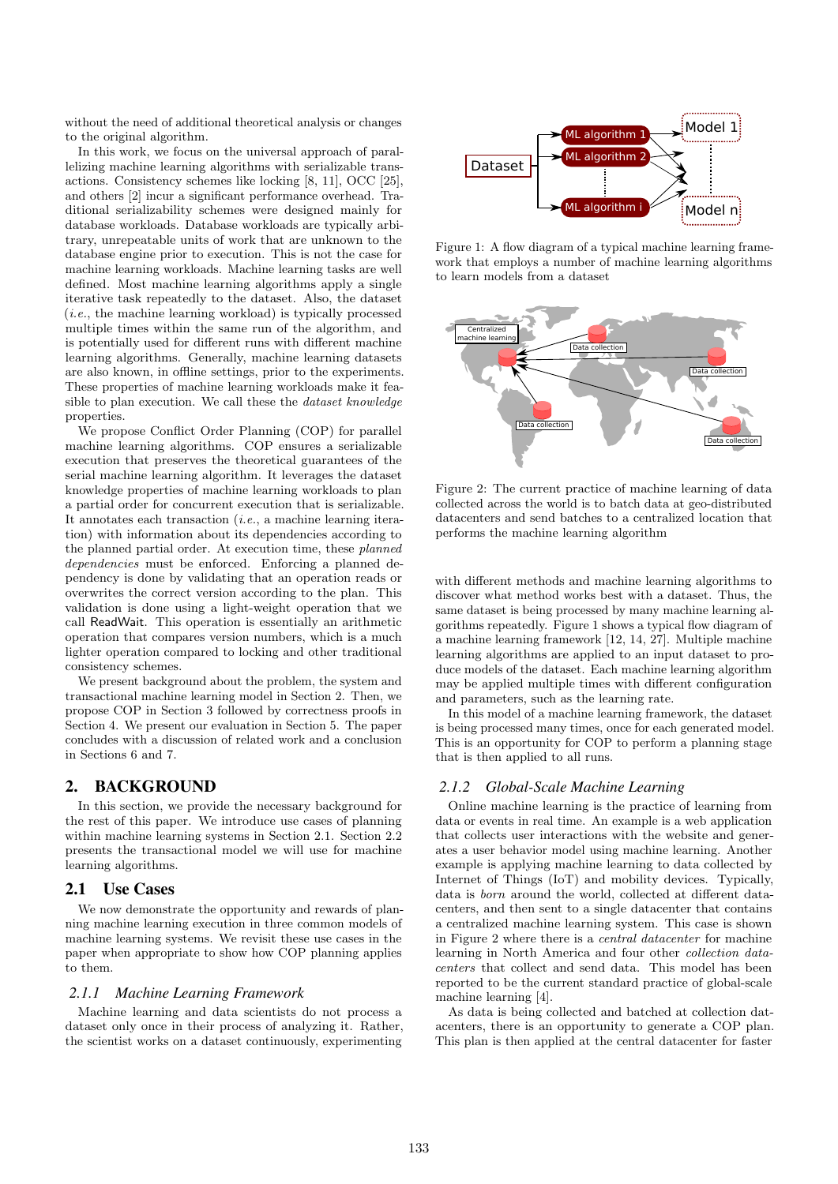without the need of additional theoretical analysis or changes to the original algorithm.

In this work, we focus on the universal approach of parallelizing machine learning algorithms with serializable transactions. Consistency schemes like locking [8, 11], OCC [25], and others [2] incur a significant performance overhead. Traditional serializability schemes were designed mainly for database workloads. Database workloads are typically arbitrary, unrepeatable units of work that are unknown to the database engine prior to execution. This is not the case for machine learning workloads. Machine learning tasks are well defined. Most machine learning algorithms apply a single iterative task repeatedly to the dataset. Also, the dataset (*i.e.*, the machine learning workload) is typically processed multiple times within the same run of the algorithm, and is potentially used for different runs with different machine learning algorithms. Generally, machine learning datasets are also known, in offline settings, prior to the experiments. These properties of machine learning workloads make it feasible to plan execution. We call these the *dataset knowledge* properties.

We propose Conflict Order Planning (COP) for parallel machine learning algorithms. COP ensures a serializable execution that preserves the theoretical guarantees of the serial machine learning algorithm. It leverages the dataset knowledge properties of machine learning workloads to plan a partial order for concurrent execution that is serializable. It annotates each transaction (*i.e.*, a machine learning iteration) with information about its dependencies according to the planned partial order. At execution time, these *planned dependencies* must be enforced. Enforcing a planned dependency is done by validating that an operation reads or overwrites the correct version according to the plan. This validation is done using a light-weight operation that we call ReadWait. This operation is essentially an arithmetic operation that compares version numbers, which is a much lighter operation compared to locking and other traditional consistency schemes.

We present background about the problem, the system and transactional machine learning model in Section 2. Then, we propose COP in Section 3 followed by correctness proofs in Section 4. We present our evaluation in Section 5. The paper concludes with a discussion of related work and a conclusion in Sections 6 and 7.

## 2. BACKGROUND

In this section, we provide the necessary background for the rest of this paper. We introduce use cases of planning within machine learning systems in Section 2.1. Section 2.2 presents the transactional model we will use for machine learning algorithms.

### 2.1 Use Cases

We now demonstrate the opportunity and rewards of planning machine learning execution in three common models of machine learning systems. We revisit these use cases in the paper when appropriate to show how COP planning applies to them.

#### 2.1.1 Machine Learning Framework

Machine learning and data scientists do not process a dataset only once in their process of analyzing it. Rather, the scientist works on a dataset continuously, experimenting with different methods and machine learning algorithms to discover what method works best with a dataset. Thus, the same dataset is being processed by many machine learning algorithms repeatedly. Figure 1 shows a typical flow diagram of a machine learning framework [12, 14, 27]. Multiple machine learning algorithms are applied to an input dataset to produce models of the dataset. Each machine learning algorithm may be applied multiple times with different configuration and parameters, such as the learning rate.

Figure 1: A flow diagram of a typical machine learning framework that employs a number of machine learning algorithms to learn models from a dataset

Figure 2: The current practice of machine learning of data collected across the world is to batch data at geo-distributed datacenters and send batches to a centralized location that performs the machine learning algorithm

In this model of a machine learning framework, the dataset is being processed many times, once for each generated model. This is an opportunity for COP to perform a planning stage that is then applied to all runs.

#### 2.1.2 Global-Scale Machine Learning

Online machine learning is the practice of learning from data or events in real time. An example is a web application that collects user interactions with the website and generates a user behavior model using machine learning. Another example is applying machine learning to data collected by Internet of Things (IoT) and mobility devices. Typically, data is *born* around the world, collected at different datacenters, and then sent to a single datacenter that contains a centralized machine learning system. This case is shown in Figure 2 where there is a *central datacenter* for machine learning in North America and four other *collection datacenters* that collect and send data. This model has been reported to be the current standard practice of global-scale machine learning [4].

As data is being collected and batched at collection datacenters, there is an opportunity to generate a COP plan. This plan is then applied at the central datacenter for faster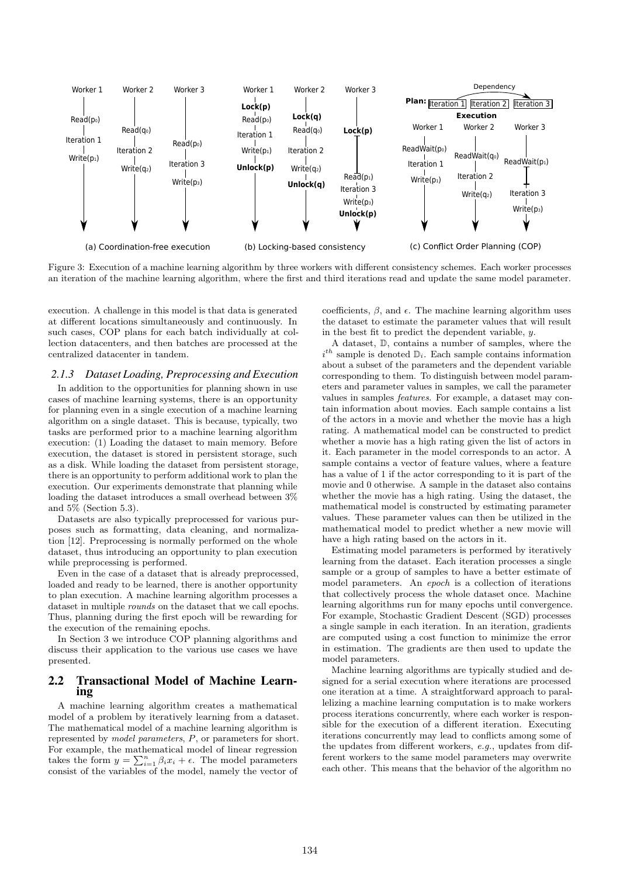Figure 3: Execution of a machine learning algorithm by three workers with different consistency schemes. Each worker processes an iteration of the machine learning algorithm, where the first and third iterations read and update the same model parameter.

execution. A challenge in this model is that data is generated at different locations simultaneously and continuously. In such cases, COP plans for each batch individually at collection datacenters, and then batches are processed at the centralized datacenter in tandem.

### 2.1.3 Dataset Loading, Preprocessing and Execution

In addition to the opportunities for planning shown in use cases of machine learning systems, there is an opportunity for planning even in a single execution of a machine learning algorithm on a single dataset. This is because, typically, two tasks are performed prior to a machine learning algorithm execution: (1) Loading the dataset to main memory. Before execution, the dataset is stored in persistent storage, such as a disk. While loading the dataset from persistent storage, there is an opportunity to perform additional work to plan the execution. Our experiments demonstrate that planning while loading the dataset introduces a small overhead between 3% and 5% (Section 5.3).

Datasets are also typically preprocessed for various purposes such as formatting, data cleaning, and normalization [12]. Preprocessing is normally performed on the whole dataset, thus introducing an opportunity to plan execution while preprocessing is performed.

Even in the case of a dataset that is already preprocessed, loaded and ready to be learned, there is another opportunity to plan execution. A machine learning algorithm processes a dataset in multiple *rounds* on the dataset that we call epochs. Thus, planning during the first epoch will be rewarding for the execution of the remaining epochs.

In Section 3 we introduce COP planning algorithms and discuss their application to the various use cases we have presented.

## 2.2 Transactional Model of Machine Learning

A machine learning algorithm creates a mathematical model of a problem by iteratively learning from a dataset. The mathematical model of a machine learning algorithm is represented by *model parameters*, $P$, or parameters for short. For example, the mathematical model of linear regression takes the form $y = \sum_{i=1}^{n} \beta_i x_i + \epsilon$. The model parameters consist of the variables of the model, namely the vector of coefficients, $\beta$, and $\epsilon$. The machine learning algorithm uses the dataset to estimate the parameter values that will result in the best fit to predict the dependent variable, $y$.

A dataset, $\mathbb{D}$, contains a number of samples, where the $i^{th}$ sample is denoted $\mathbb{D}_i$. Each sample contains information about a subset of the parameters and the dependent variable corresponding to them. To distinguish between model parameters and parameter values in samples, we call the parameter values in samples *features*. For example, a dataset may contain information about movies. Each sample contains a list of the actors in a movie and whether the movie has a high rating. A mathematical model can be constructed to predict whether a movie has a high rating given the list of actors in it. Each parameter in the model corresponds to an actor. A sample contains a vector of feature values, where a feature has a value of 1 if the actor corresponding to it is part of the movie and 0 otherwise. A sample in the dataset also contains whether the movie has a high rating. Using the dataset, the mathematical model is constructed by estimating parameter values. These parameter values can then be utilized in the mathematical model to predict whether a new movie will have a high rating based on the actors in it.

Estimating model parameters is performed by iteratively learning from the dataset. Each iteration processes a single sample or a group of samples to have a better estimate of model parameters. An *epoch* is a collection of iterations that collectively process the whole dataset once. Machine learning algorithms run for many epochs until convergence. For example, Stochastic Gradient Descent (SGD) processes a single sample in each iteration. In an iteration, gradients are computed using a cost function to minimize the error in estimation. The gradients are then used to update the model parameters.

Machine learning algorithms are typically studied and designed for a serial execution where iterations are processed one iteration at a time. A straightforward approach to parallelizing a machine learning computation is to make workers process iterations concurrently, where each worker is responsible for the execution of a different iteration. Executing iterations concurrently may lead to conflicts among some of the updates from different workers, *e.g.*, updates from different workers to the same model parameters may overwrite each other. This means that the behavior of the algorithm no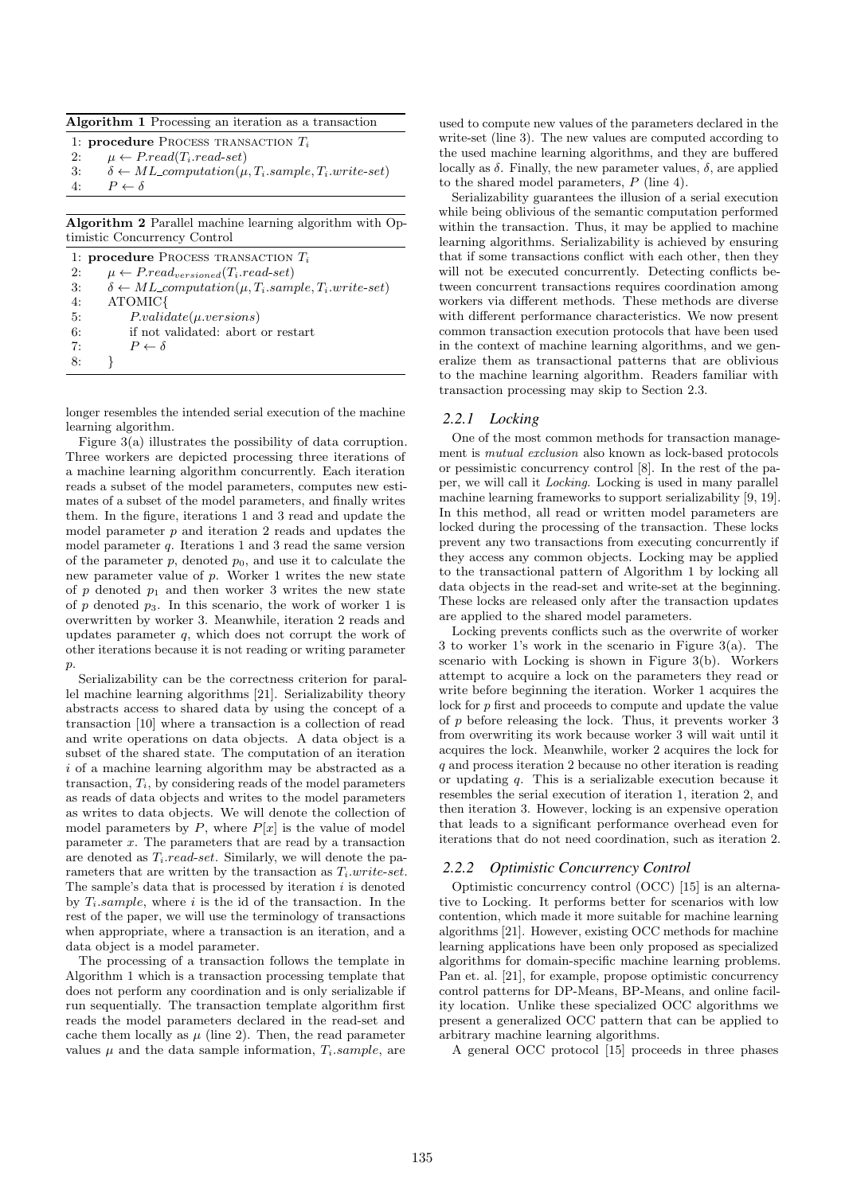**Algorithm 1** Processing an iteration as a transaction

```
1: procedure PROCESS TRANSACTION T_i
2:     μ ← P.read(T_i.read-set)
3:     δ ← ML_computation(μ, T_i.sample, T_i.write-set)
4:     P ← δ
```

**Algorithm 2** Parallel machine learning algorithm with Optimistic Concurrency Control

```
1: procedure PROCESS TRANSACTION T_i
2:     μ ← P.read_versioned(T_i.read-set)
3:     δ ← ML_computation(μ, T_i.sample, T_i.write-set)
4:     ATOMIC{
5:         P.validate(μ.versions)
6:         if not validated: abort or restart
7:         P ← δ
8:     }
```

longer resembles the intended serial execution of the machine learning algorithm.

Figure 3(a) illustrates the possibility of data corruption. Three workers are depicted processing three iterations of a machine learning algorithm concurrently. Each iteration reads a subset of the model parameters, computes new estimates of a subset of the model parameters, and finally writes them. In the figure, iterations 1 and 3 read and update the model parameter $p$ and iteration 2 reads and updates the model parameter $q$. Iterations 1 and 3 read the same version of the parameter $p$, denoted $p_0$, and use it to calculate the new parameter value of $p$. Worker 1 writes the new state of $p$ denoted $p_1$ and then worker 3 writes the new state of $p$ denoted $p_3$. In this scenario, the work of worker 1 is overwritten by worker 3. Meanwhile, iteration 2 reads and updates parameter $q$, which does not corrupt the work of other iterations because it is not reading or writing parameter $p$.

Serializability can be the correctness criterion for parallel machine learning algorithms [21]. Serializability theory abstracts access to shared data by using the concept of a transaction [10] where a transaction is a collection of read and write operations on data objects. A data object is a subset of the shared state. The computation of an iteration $i$ of a machine learning algorithm may be abstracted as a transaction, $T_i$, by considering reads of the model parameters as reads of data objects and writes to the model parameters as writes to data objects. We will denote the collection of model parameters by $P$, where $P[x]$ is the value of model parameter $x$. The parameters that are read by a transaction are denoted as $T_i.read\text{-}set$. Similarly, we will denote the parameters that are written by the transaction as $T_i.write\text{-}set$. The sample's data that is processed by iteration $i$ is denoted by $T_i.sample$, where $i$ is the id of the transaction. In the rest of the paper, we will use the terminology of transactions when appropriate, where a transaction is an iteration, and a data object is a model parameter.

The processing of a transaction follows the template in Algorithm 1 which is a transaction processing template that does not perform any coordination and is only serializable if run sequentially. The transaction template algorithm first reads the model parameters declared in the read-set and cache them locally as $\mu$ (line 2). Then, the read parameter values $\mu$ and the data sample information, $T_i.sample$, are used to compute new values of the parameters declared in the write-set (line 3). The new values are computed according to the used machine learning algorithms, and they are buffered locally as $\delta$. Finally, the new parameter values, $\delta$, are applied to the shared model parameters, $P$ (line 4).

Serializability guarantees the illusion of a serial execution while being oblivious of the semantic computation performed within the transaction. Thus, it may be applied to machine learning algorithms. Serializability is achieved by ensuring that if some transactions conflict with each other, then they will not be executed concurrently. Detecting conflicts between concurrent transactions requires coordination among workers via different methods. These methods are diverse with different performance characteristics. We now present common transaction execution protocols that have been used in the context of machine learning algorithms, and we generalize them as transactional patterns that are oblivious to the machine learning algorithm. Readers familiar with transaction processing may skip to Section 2.3.

### 2.2.1 Locking

One of the most common methods for transaction management is *mutual exclusion* also known as lock-based protocols or pessimistic concurrency control [8]. In the rest of the paper, we will call it *Locking*. Locking is used in many parallel machine learning frameworks to support serializability [9, 19]. In this method, all read or written model parameters are locked during the processing of the transaction. These locks prevent any two transactions from executing concurrently if they access any common objects. Locking may be applied to the transactional pattern of Algorithm 1 by locking all data objects in the read-set and write-set at the beginning. These locks are released only after the transaction updates are applied to the shared model parameters.

Locking prevents conflicts such as the overwrite of worker 3 to worker 1's work in the scenario in Figure 3(a). The scenario with Locking is shown in Figure 3(b). Workers attempt to acquire a lock on the parameters they read or write before beginning the iteration. Worker 1 acquires the lock for $p$ first and proceeds to compute and update the value of $p$ before releasing the lock. Thus, it prevents worker 3 from overwriting its work because worker 3 will wait until it acquires the lock. Meanwhile, worker 2 acquires the lock for $q$ and process iteration 2 because no other iteration is reading or updating $q$. This is a serializable execution because it resembles the serial execution of iteration 1, iteration 2, and then iteration 3. However, locking is an expensive operation that leads to a significant performance overhead even for iterations that do not need coordination, such as iteration 2.

### 2.2.2 Optimistic Concurrency Control

Optimistic concurrency control (OCC) [15] is an alternative to Locking. It performs better for scenarios with low contention, which made it more suitable for machine learning algorithms [21]. However, existing OCC methods for machine learning applications have been only proposed as specialized algorithms for domain-specific machine learning problems. Pan et. al. [21], for example, propose optimistic concurrency control patterns for DP-Means, BP-Means, and online facility location. Unlike these specialized OCC algorithms we present a generalized OCC pattern that can be applied to arbitrary machine learning algorithms.

A general OCC protocol [15] proceeds in three phases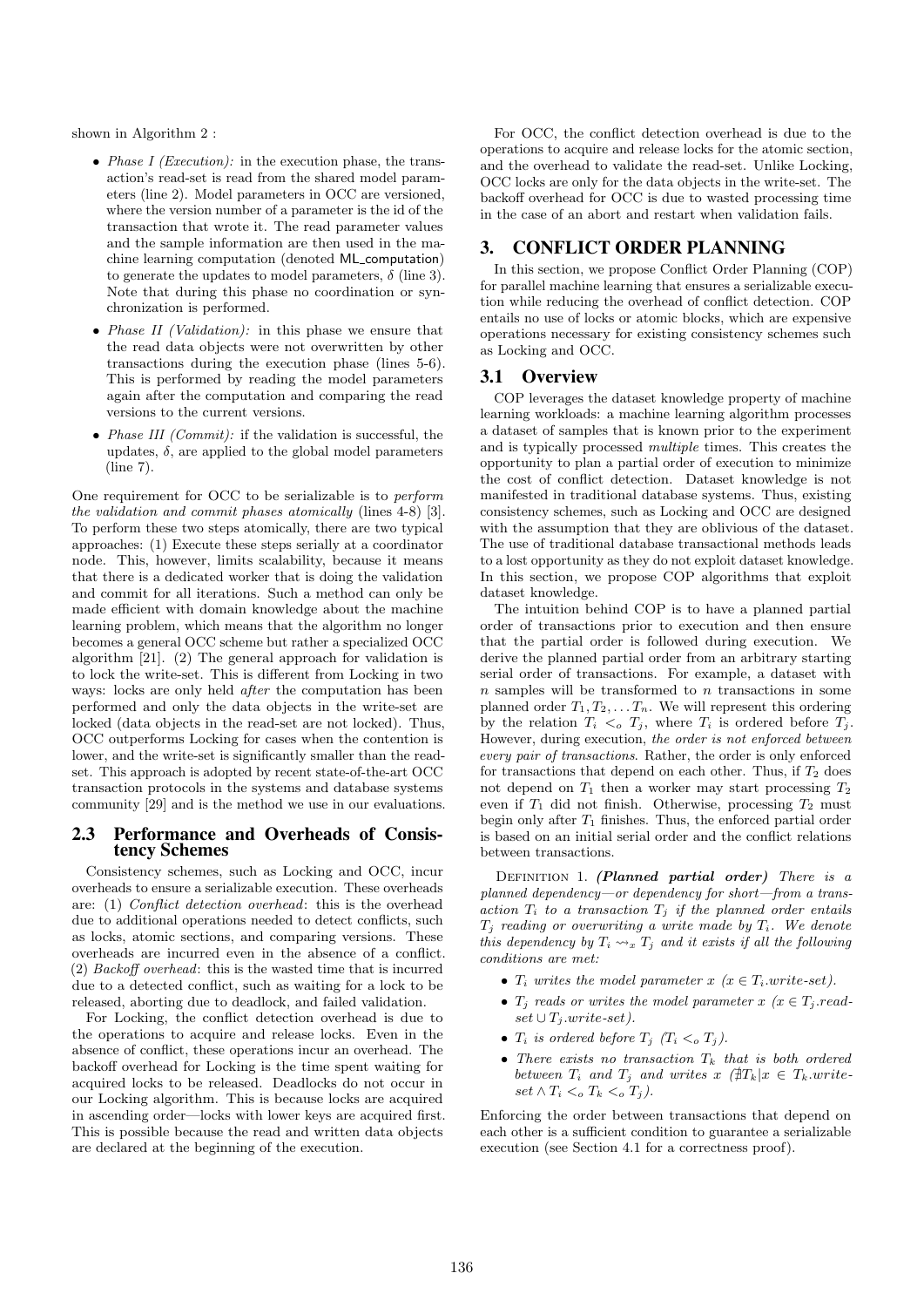shown in Algorithm 2 :

- *Phase I (Execution):* in the execution phase, the transaction's read-set is read from the shared model parameters (line 2). Model parameters in OCC are versioned, where the version number of a parameter is the id of the transaction that wrote it. The read parameter values and the sample information are then used in the machine learning computation (denoted ML_computation) to generate the updates to model parameters, $\delta$ (line 3). Note that during this phase no coordination or synchronization is performed.
- *Phase II (Validation):* in this phase we ensure that the read data objects were not overwritten by other transactions during the execution phase (lines 5-6). This is performed by reading the model parameters again after the computation and comparing the read versions to the current versions.
- *Phase III (Commit):* if the validation is successful, the updates, $\delta$, are applied to the global model parameters (line 7).

One requirement for OCC to be serializable is to *perform the validation and commit phases atomically* (lines 4-8) [3]. To perform these two steps atomically, there are two typical approaches: (1) Execute these steps serially at a coordinator node. This, however, limits scalability, because it means that there is a dedicated worker that is doing the validation and commit for all iterations. Such a method can only be made efficient with domain knowledge about the machine learning problem, which means that the algorithm no longer becomes a general OCC scheme but rather a specialized OCC algorithm [21]. (2) The general approach for validation is to lock the write-set. This is different from Locking in two ways: locks are only held *after* the computation has been performed and only the data objects in the write-set are locked (data objects in the read-set are not locked). Thus, OCC outperforms Locking for cases when the contention is lower, and the write-set is significantly smaller than the read-set. This approach is adopted by recent state-of-the-art OCC transaction protocols in the systems and database systems community [29] and is the method we use in our evaluations.

### 2.3 Performance and Overheads of Consistency Schemes

Consistency schemes, such as Locking and OCC, incur overheads to ensure a serializable execution. These overheads are: (1) *Conflict detection overhead*: this is the overhead due to additional operations needed to detect conflicts, such as locks, atomic sections, and comparing versions. These overheads are incurred even in the absence of a conflict. (2) *Backoff overhead*: this is the wasted time that is incurred due to a detected conflict, such as waiting for a lock to be released, aborting due to deadlock, and failed validation.

For Locking, the conflict detection overhead is due to the operations to acquire and release locks. Even in the absence of conflict, these operations incur an overhead. The backoff overhead for Locking is the time spent waiting for acquired locks to be released. Deadlocks do not occur in our Locking algorithm. This is because locks are acquired in ascending order—locks with lower keys are acquired first. This is possible because the read and written data objects are declared at the beginning of the execution.

For OCC, the conflict detection overhead is due to the operations to acquire and release locks for the atomic section, and the overhead to validate the read-set. Unlike Locking, OCC locks are only for the data objects in the write-set. The backoff overhead for OCC is due to wasted processing time in the case of an abort and restart when validation fails.

## 3. CONFLICT ORDER PLANNING

In this section, we propose Conflict Order Planning (COP) for parallel machine learning that ensures a serializable execution while reducing the overhead of conflict detection. COP entails no use of locks or atomic blocks, which are expensive operations necessary for existing consistency schemes such as Locking and OCC.

### 3.1 Overview

COP leverages the dataset knowledge property of machine learning workloads: a machine learning algorithm processes a dataset of samples that is known prior to the experiment and is typically processed *multiple* times. This creates the opportunity to plan a partial order of execution to minimize the cost of conflict detection. Dataset knowledge is not manifested in traditional database systems. Thus, existing consistency schemes, such as Locking and OCC are designed with the assumption that they are oblivious of the dataset. The use of traditional database transactional methods leads to a lost opportunity as they do not exploit dataset knowledge. In this section, we propose COP algorithms that exploit dataset knowledge.

The intuition behind COP is to have a planned partial order of transactions prior to execution and then ensure that the partial order is followed during execution. We derive the planned partial order from an arbitrary starting serial order of transactions. For example, a dataset with $n$ samples will be transformed to $n$ transactions in some planned order $T_1, T_2, \ldots T_n$. We will represent this ordering by the relation $T_i <_o T_j$, where $T_i$ is ordered before $T_j$. However, during execution, *the order is not enforced between every pair of transactions*. Rather, the order is only enforced for transactions that depend on each other. Thus, if $T_2$ does not depend on $T_1$ then a worker may start processing $T_2$ even if $T_1$ did not finish. Otherwise, processing $T_2$ must begin only after $T_1$ finishes. Thus, the enforced partial order is based on an initial serial order and the conflict relations between transactions.

Definition 1. ***(Planned partial order)*** *There is a planned dependency—or dependency for short—from a transaction $T_i$ to a transaction $T_j$ if the planned order entails $T_j$ reading or overwriting a write made by $T_i$. We denote this dependency by $T_i \rightsquigarrow_x T_j$ and it exists if all the following conditions are met:*

- *$T_i$ writes the model parameter $x$ ($x \in T_i$.write-set).*
- *$T_j$ reads or writes the model parameter $x$ ($x \in T_j$.read-set $\cup\, T_j$.write-set).*
- *$T_i$ is ordered before $T_j$ ($T_i <_o T_j$).*
- *There exists no transaction $T_k$ that is both ordered between $T_i$ and $T_j$ and writes $x$ ($\nexists T_k | x \in T_k$.write-set $\wedge\, T_i <_o T_k <_o T_j$).*

Enforcing the order between transactions that depend on each other is a sufficient condition to guarantee a serializable execution (see Section 4.1 for a correctness proof).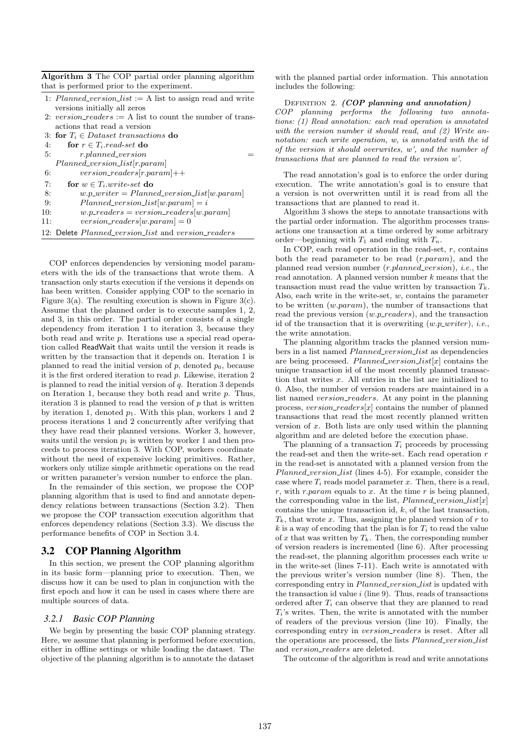**Algorithm 3** The COP partial order planning algorithm that is performed prior to the experiment.

```
1: Planned_version_list := A list to assign read and write
   versions initially all zeros
2: version_readers := A list to count the number of trans-
   actions that read a version
3: for T_i ∈ Dataset transactions do
4:     for r ∈ T_i.read-set do
5:         r.planned_version =
           Planned_version_list[r.param]
6:         version_readers[r.param]++
7:     for w ∈ T_i.write-set do
8:         w.p_writer = Planned_version_list[w.param]
9:         Planned_version_list[w.param] = i
10:        w.p_readers = version_readers[w.param]
11:        version_readers[w.param] = 0
12: Delete Planned_version_list and version_readers
```

COP enforces dependencies by versioning model parameters with the ids of the transactions that wrote them. A transaction only starts execution if the versions it depends on has been written. Consider applying COP to the scenario in Figure 3(a). The resulting execution is shown in Figure 3(c). Assume that the planned order is to execute samples 1, 2, and 3, in this order. The partial order consists of a single dependency from iteration 1 to iteration 3, because they both read and write $p$. Iterations use a special read operation called ReadWait that waits until the version it reads is written by the transaction that it depends on. Iteration 1 is planned to read the initial version of $p$, denoted $p_0$, because it is the first ordered iteration to read $p$. Likewise, iteration 2 is planned to read the initial version of $q$. Iteration 3 depends on Iteration 1, because they both read and write $p$. Thus, iteration 3 is planned to read the version of $p$ that is written by iteration 1, denoted $p_1$. With this plan, workers 1 and 2 process iterations 1 and 2 concurrently after verifying that they have read their planned versions. Worker 3, however, waits until the version $p_1$ is written by worker 1 and then proceeds to process iteration 3. With COP, workers coordinate without the need of expensive locking primitives. Rather, workers only utilize simple arithmetic operations on the read or written parameter's version number to enforce the plan.

In the remainder of this section, we propose the COP planning algorithm that is used to find and annotate dependency relations between transactions (Section 3.2). Then we propose the COP transaction execution algorithm that enforces dependency relations (Section 3.3). We discuss the performance benefits of COP in Section 3.4.

## 3.2 COP Planning Algorithm

In this section, we present the COP planning algorithm in its basic form—planning prior to execution. Then, we discuss how it can be used to plan in conjunction with the first epoch and how it can be used in cases where there are multiple sources of data.

### 3.2.1 Basic COP Planning

We begin by presenting the basic COP planning strategy. Here, we assume that planning is performed before execution, either in offline settings or while loading the dataset. The objective of the planning algorithm is to annotate the dataset with the planned partial order information. This annotation includes the following:

Definition 2. ***(COP planning and annotation)*** *COP planning performs the following two annotations: (1) Read annotation: each read operation is annotated with the version number it should read, and (2) Write annotation: each write operation, w, is annotated with the id of the version it should overwrites, w', and the number of transactions that are planned to read the version w'.*

The read annotation's goal is to enforce the order during execution. The write annotation's goal is to ensure that a version is not overwritten until it is read from all the transactions that are planned to read it.

Algorithm 3 shows the steps to annotate transactions with the partial order information. The algorithm processes transactions one transaction at a time ordered by some arbitrary order—beginning with $T_1$ and ending with $T_n$.

In COP, each read operation in the read-set, $r$, contains both the read parameter to be read ($r.param$), and the planned read version number ($r.planned\_version$), *i.e.*, the read annotation. A planned version number $k$ means that the transaction must read the value written by transaction $T_k$. Also, each write in the write-set, $w$, contains the parameter to be written ($w.param$), the number of transactions that read the previous version ($w.p\_readers$), and the transaction id of the transaction that it is overwriting ($w.p\_writer$), *i.e.*, the write annotation.

The planning algorithm tracks the planned version numbers in a list named $Planned\_version\_list$ as dependencies are being processed. $Planned\_version\_list[x]$ contains the unique transaction id of the most recently planned transaction that writes $x$. All entries in the list are initialized to 0. Also, the number of version readers are maintained in a list named $version\_readers$. At any point in the planning process, $version\_readers[x]$ contains the number of planned transactions that read the most recently planned written version of $x$. Both lists are only used within the planning algorithm and are deleted before the execution phase.

The planning of a transaction $T_i$ proceeds by processing the read-set and then the write-set. Each read operation $r$ in the read-set is annotated with a planned version from the $Planned\_version\_list$ (lines 4-5). For example, consider the case where $T_i$ reads model parameter $x$. Then, there is a read, $r$, with $r.param$ equals to $x$. At the time $r$ is being planned, the corresponding value in the list, $Planned\_version\_list[x]$ contains the unique transaction id, $k$, of the last transaction, $T_k$, that wrote $x$. Thus, assigning the planned version of $r$ to $k$ is a way of encoding that the plan is for $T_i$ to read the value of $x$ that was written by $T_k$. Then, the corresponding number of version readers is incremented (line 6). After processing the read-set, the planning algorithm processes each write $w$ in the write-set (lines 7-11). Each write is annotated with the previous writer's version number (line 8). Then, the corresponding entry in $Planned\_version\_list$ is updated with the transaction id value $i$ (line 9). Thus, reads of transactions ordered after $T_i$ can observe that they are planned to read $T_i$'s writes. Then, the write is annotated with the number of readers of the previous version (line 10). Finally, the corresponding entry in $version\_readers$ is reset. After all the operations are processed, the lists $Planned\_version\_list$ and $version\_readers$ are deleted.

The outcome of the algorithm is read and write annotations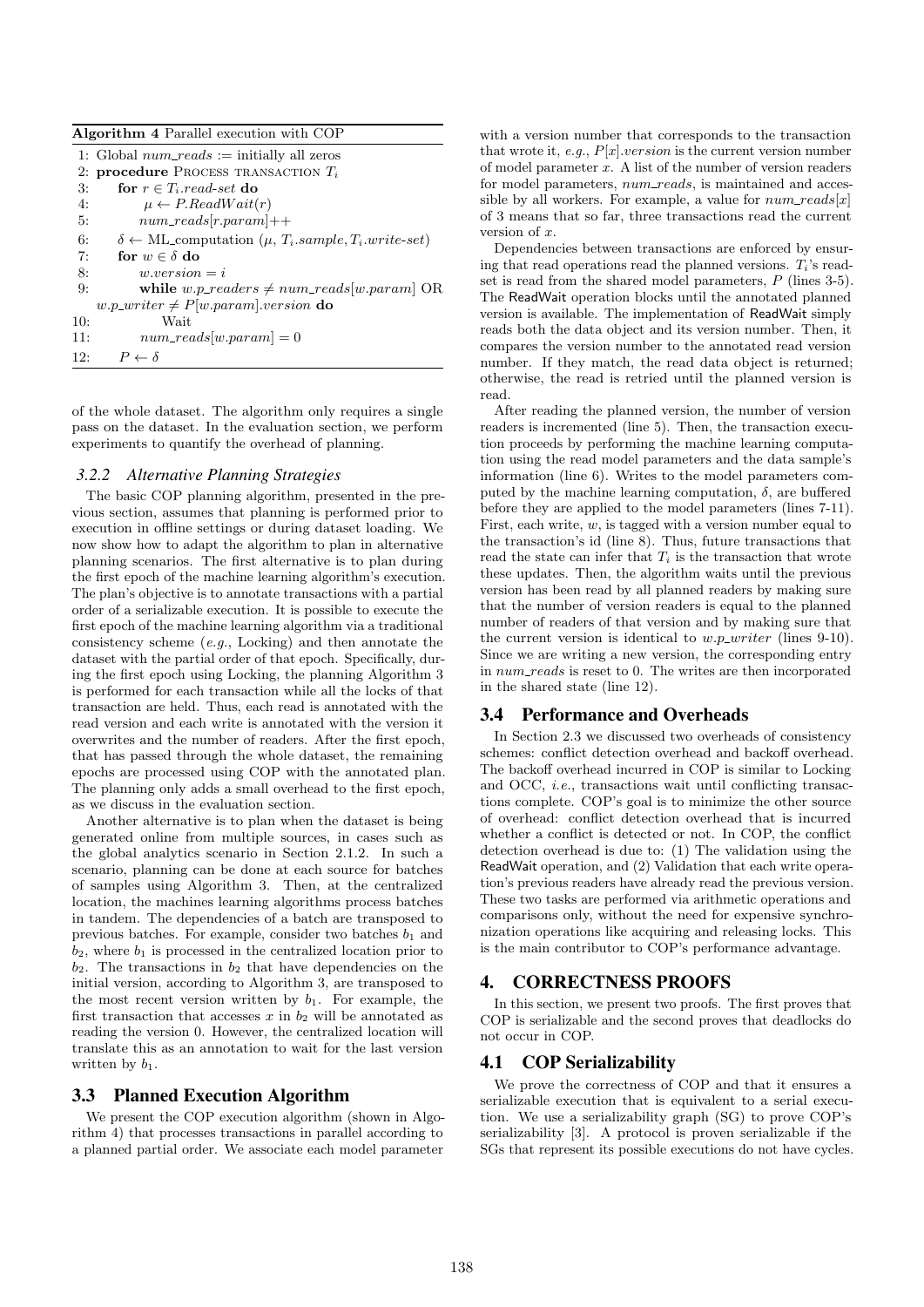**Algorithm 4** Parallel execution with COP

```
1:  Global num_reads := initially all zeros
2:  procedure PROCESS TRANSACTION T_i
3:      for r ∈ T_i.read-set do
4:          μ ← P.ReadWait(r)
5:          num_reads[r.param]++
6:      δ ← ML_computation (μ, T_i.sample, T_i.write-set)
7:      for w ∈ δ do
8:          w.version = i
9:          while w.p_readers ≠ num_reads[w.param] OR
            w.p_writer ≠ P[w.param].version do
10:             Wait
11:         num_reads[w.param] = 0
12:     P ← δ
```

of the whole dataset. The algorithm only requires a single pass on the dataset. In the evaluation section, we perform experiments to quantify the overhead of planning.

### 3.2.2 Alternative Planning Strategies

The basic COP planning algorithm, presented in the previous section, assumes that planning is performed prior to execution in offline settings or during dataset loading. We now show how to adapt the algorithm to plan in alternative planning scenarios. The first alternative is to plan during the first epoch of the machine learning algorithm's execution. The plan's objective is to annotate transactions with a partial order of a serializable execution. It is possible to execute the first epoch of the machine learning algorithm via a traditional consistency scheme (*e.g.*, Locking) and then annotate the dataset with the partial order of that epoch. Specifically, during the first epoch using Locking, the planning Algorithm 3 is performed for each transaction while all the locks of that transaction are held. Thus, each read is annotated with the read version and each write is annotated with the version it overwrites and the number of readers. After the first epoch, that has passed through the whole dataset, the remaining epochs are processed using COP with the annotated plan. The planning only adds a small overhead to the first epoch, as we discuss in the evaluation section.

Another alternative is to plan when the dataset is being generated online from multiple sources, in cases such as the global analytics scenario in Section 2.1.2. In such a scenario, planning can be done at each source for batches of samples using Algorithm 3. Then, at the centralized location, the machines learning algorithms process batches in tandem. The dependencies of a batch are transposed to previous batches. For example, consider two batches $b_1$ and $b_2$, where $b_1$ is processed in the centralized location prior to $b_2$. The transactions in $b_2$ that have dependencies on the initial version, according to Algorithm 3, are transposed to the most recent version written by $b_1$. For example, the first transaction that accesses $x$ in $b_2$ will be annotated as reading the version 0. However, the centralized location will translate this as an annotation to wait for the last version written by $b_1$.

## 3.3 Planned Execution Algorithm

We present the COP execution algorithm (shown in Algorithm 4) that processes transactions in parallel according to a planned partial order. We associate each model parameter with a version number that corresponds to the transaction that wrote it, *e.g.*, $P[x].version$ is the current version number of model parameter $x$. A list of the number of version readers for model parameters, $num\_reads$, is maintained and accessible by all workers. For example, a value for $num\_reads[x]$ of 3 means that so far, three transactions read the current version of $x$.

Dependencies between transactions are enforced by ensuring that read operations read the planned versions. $T_i$'s read-set is read from the shared model parameters, $P$ (lines 3-5). The ReadWait operation blocks until the annotated planned version is available. The implementation of ReadWait simply reads both the data object and its version number. Then, it compares the version number to the annotated read version number. If they match, the read data object is returned; otherwise, the read is retried until the planned version is read.

After reading the planned version, the number of version readers is incremented (line 5). Then, the transaction execution proceeds by performing the machine learning computation using the read model parameters and the data sample's information (line 6). Writes to the model parameters computed by the machine learning computation, $\delta$, are buffered before they are applied to the model parameters (lines 7-11). First, each write, $w$, is tagged with a version number equal to the transaction's id (line 8). Thus, future transactions that read the state can infer that $T_i$ is the transaction that wrote these updates. Then, the algorithm waits until the previous version has been read by all planned readers by making sure that the number of version readers is equal to the planned number of readers of that version and by making sure that the current version is identical to $w.p\_writer$ (lines 9-10). Since we are writing a new version, the corresponding entry in $num\_reads$ is reset to 0. The writes are then incorporated in the shared state (line 12).

## 3.4 Performance and Overheads

In Section 2.3 we discussed two overheads of consistency schemes: conflict detection overhead and backoff overhead. The backoff overhead incurred in COP is similar to Locking and OCC, *i.e.*, transactions wait until conflicting transactions complete. COP's goal is to minimize the other source of overhead: conflict detection overhead that is incurred whether a conflict is detected or not. In COP, the conflict detection overhead is due to: (1) The validation using the ReadWait operation, and (2) Validation that each write operation's previous readers have already read the previous version. These two tasks are performed via arithmetic operations and comparisons only, without the need for expensive synchronization operations like acquiring and releasing locks. This is the main contributor to COP's performance advantage.

# 4. CORRECTNESS PROOFS

In this section, we present two proofs. The first proves that COP is serializable and the second proves that deadlocks do not occur in COP.

## 4.1 COP Serializability

We prove the correctness of COP and that it ensures a serializable execution that is equivalent to a serial execution. We use a serializability graph (SG) to prove COP's serializability [3]. A protocol is proven serializable if the SGs that represent its possible executions do not have cycles.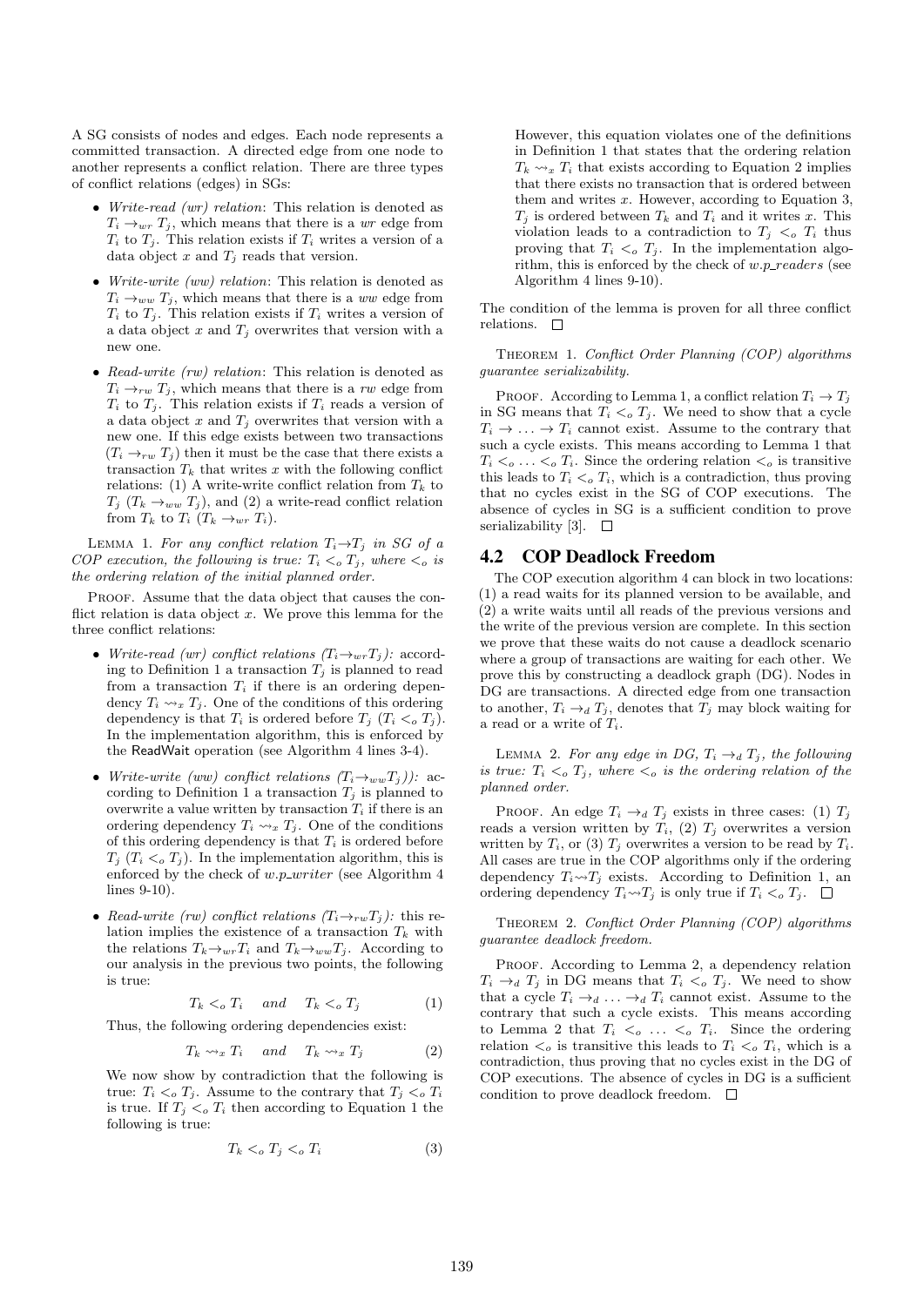A SG consists of nodes and edges. Each node represents a committed transaction. A directed edge from one node to another represents a conflict relation. There are three types of conflict relations (edges) in SGs:

- *Write-read (wr) relation*: This relation is denoted as $T_i \rightarrow_{wr} T_j$, which means that there is a *wr* edge from $T_i$ to $T_j$. This relation exists if $T_i$ writes a version of a data object $x$ and $T_j$ reads that version.
- *Write-write (ww) relation*: This relation is denoted as $T_i \rightarrow_{ww} T_j$, which means that there is a *ww* edge from $T_i$ to $T_j$. This relation exists if $T_i$ writes a version of a data object $x$ and $T_j$ overwrites that version with a new one.
- *Read-write (rw) relation*: This relation is denoted as $T_i \rightarrow_{rw} T_j$, which means that there is a *rw* edge from $T_i$ to $T_j$. This relation exists if $T_i$ reads a version of a data object $x$ and $T_j$ overwrites that version with a new one. If this edge exists between two transactions ($T_i \rightarrow_{rw} T_j$) then it must be the case that there exists a transaction $T_k$ that writes $x$ with the following conflict relations: (1) A write-write conflict relation from $T_k$ to $T_j$ ($T_k \rightarrow_{ww} T_j$), and (2) a write-read conflict relation from $T_k$ to $T_i$ ($T_k \rightarrow_{wr} T_i$).

Lemma 1. *For any conflict relation $T_i \rightarrow T_j$ in SG of a COP execution, the following is true: $T_i <_o T_j$, where $<_o$ is the ordering relation of the initial planned order.*

Proof. Assume that the data object that causes the conflict relation is data object $x$. We prove this lemma for the three conflict relations:

- *Write-read (wr) conflict relations ($T_i \rightarrow_{wr} T_j$):* according to Definition 1 a transaction $T_j$ is planned to read from a transaction $T_i$ if there is an ordering dependency $T_i \rightsquigarrow_x T_j$. One of the conditions of this ordering dependency is that $T_i$ is ordered before $T_j$ ($T_i <_o T_j$). In the implementation algorithm, this is enforced by the ReadWait operation (see Algorithm 4 lines 3-4).
- *Write-write (ww) conflict relations ($T_i \rightarrow_{ww} T_j$)):* according to Definition 1 a transaction $T_j$ is planned to overwrite a value written by transaction $T_i$ if there is an ordering dependency $T_i \rightsquigarrow_x T_j$. One of the conditions of this ordering dependency is that $T_i$ is ordered before $T_j$ ($T_i <_o T_j$). In the implementation algorithm, this is enforced by the check of *w.p_writer* (see Algorithm 4 lines 9-10).
- *Read-write (rw) conflict relations ($T_i \rightarrow_{rw} T_j$):* this relation implies the existence of a transaction $T_k$ with the relations $T_k \rightarrow_{wr} T_i$ and $T_k \rightarrow_{ww} T_j$. According to our analysis in the previous two points, the following is true:

$$T_k <_o T_i \quad and \quad T_k <_o T_j \tag{1}$$

Thus, the following ordering dependencies exist:

$$T_k \rightsquigarrow_x T_i \quad and \quad T_k \rightsquigarrow_x T_j \tag{2}$$

We now show by contradiction that the following is true: $T_i <_o T_j$. Assume to the contrary that $T_j <_o T_i$ is true. If $T_j <_o T_i$ then according to Equation 1 the following is true:

$$T_k <_o T_j <_o T_i \tag{3}$$

However, this equation violates one of the definitions in Definition 1 that states that the ordering relation $T_k \rightsquigarrow_x T_i$ that exists according to Equation 2 implies that there exists no transaction that is ordered between them and writes $x$. However, according to Equation 3, $T_j$ is ordered between $T_k$ and $T_i$ and it writes $x$. This violation leads to a contradiction to $T_j <_o T_i$ thus proving that $T_i <_o T_j$. In the implementation algorithm, this is enforced by the check of *w.p_readers* (see Algorithm 4 lines 9-10).

The condition of the lemma is proven for all three conflict relations. □

Theorem 1. *Conflict Order Planning (COP) algorithms guarantee serializability.*

Proof. According to Lemma 1, a conflict relation $T_i \rightarrow T_j$ in SG means that $T_i <_o T_j$. We need to show that a cycle $T_i \rightarrow \ldots \rightarrow T_i$ cannot exist. Assume to the contrary that such a cycle exists. This means according to Lemma 1 that $T_i <_o \ldots <_o T_i$. Since the ordering relation $<_o$ is transitive this leads to $T_i <_o T_i$, which is a contradiction, thus proving that no cycles exist in the SG of COP executions. The absence of cycles in SG is a sufficient condition to prove serializability [3]. □

## 4.2 COP Deadlock Freedom

The COP execution algorithm 4 can block in two locations: (1) a read waits for its planned version to be available, and (2) a write waits until all reads of the previous versions and the write of the previous version are complete. In this section we prove that these waits do not cause a deadlock scenario where a group of transactions are waiting for each other. We prove this by constructing a deadlock graph (DG). Nodes in DG are transactions. A directed edge from one transaction to another, $T_i \rightarrow_d T_j$, denotes that $T_j$ may block waiting for a read or a write of $T_i$.

Lemma 2. *For any edge in DG, $T_i \rightarrow_d T_j$, the following is true: $T_i <_o T_j$, where $<_o$ is the ordering relation of the planned order.*

Proof. An edge $T_i \rightarrow_d T_j$ exists in three cases: (1) $T_j$ reads a version written by $T_i$, (2) $T_j$ overwrites a version written by $T_i$, or (3) $T_j$ overwrites a version to be read by $T_i$. All cases are true in the COP algorithms only if the ordering dependency $T_i \rightsquigarrow T_j$ exists. According to Definition 1, an ordering dependency $T_i \rightsquigarrow T_j$ is only true if $T_i <_o T_j$. □

Theorem 2. *Conflict Order Planning (COP) algorithms guarantee deadlock freedom.*

Proof. According to Lemma 2, a dependency relation $T_i \rightarrow_d T_j$ in DG means that $T_i <_o T_j$. We need to show that a cycle $T_i \rightarrow_d \ldots \rightarrow_d T_i$ cannot exist. Assume to the contrary that such a cycle exists. This means according to Lemma 2 that $T_i <_o \ldots <_o T_i$. Since the ordering relation $<_o$ is transitive this leads to $T_i <_o T_i$, which is a contradiction, thus proving that no cycles exist in the DG of COP executions. The absence of cycles in DG is a sufficient condition to prove deadlock freedom. □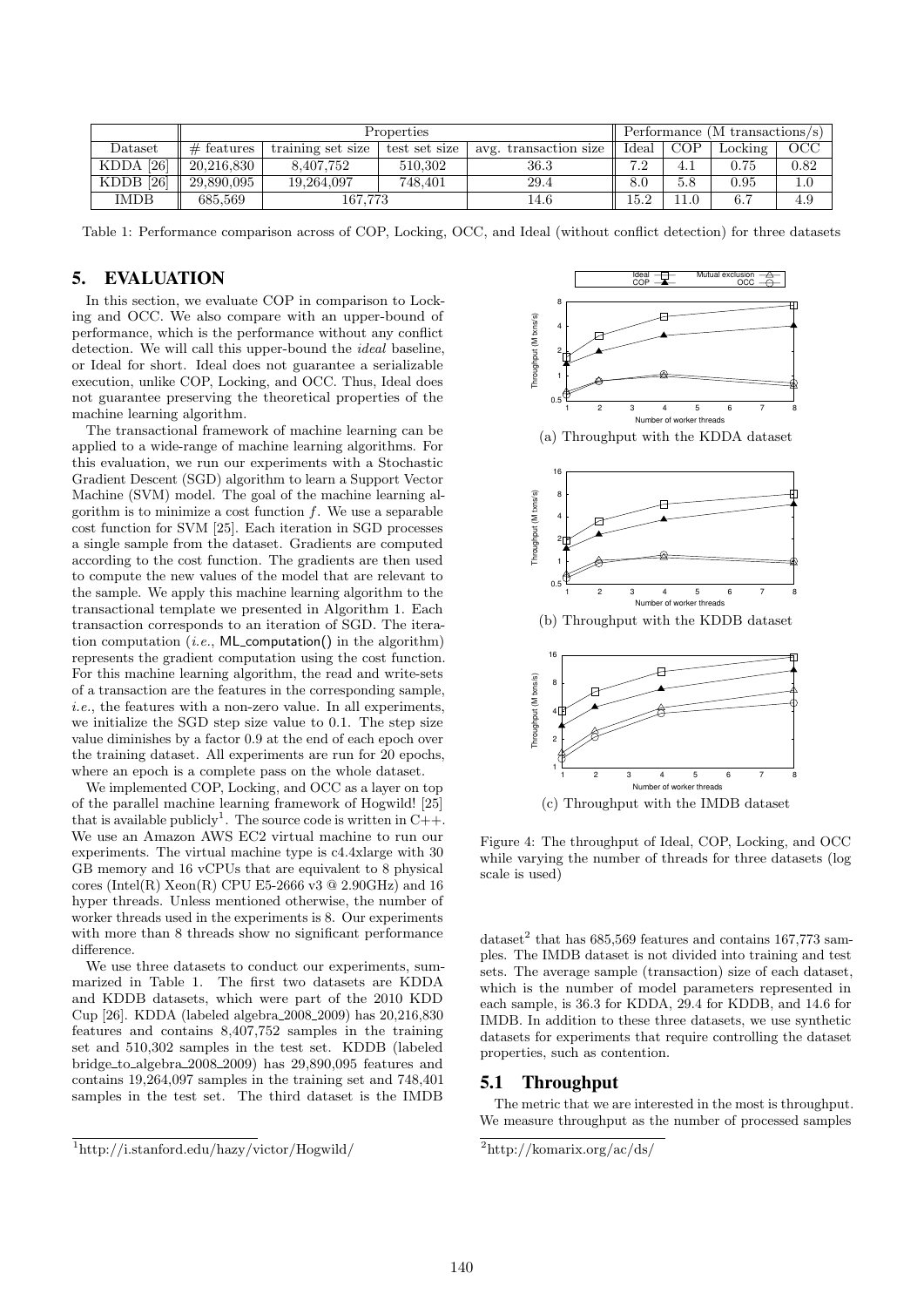|  | Properties | | | | Performance (M transactions/s) | | | |
|---|---|---|---|---|---|---|---|---|
| Dataset | # features | training set size | test set size | avg. transaction size | Ideal | COP | Locking | OCC |
| KDDA [26] | 20,216,830 | 8,407,752 | 510,302 | 36.3 | 7.2 | 4.1 | 0.75 | 0.82 |
| KDDB [26] | 29,890,095 | 19,264,097 | 748,401 | 29.4 | 8.0 | 5.8 | 0.95 | 1.0 |
| IMDB | 685,569 | 167,773 | | 14.6 | 15.2 | 11.0 | 6.7 | 4.9 |

Table 1: Performance comparison across of COP, Locking, OCC, and Ideal (without conflict detection) for three datasets

## 5. EVALUATION

In this section, we evaluate COP in comparison to Locking and OCC. We also compare with an upper-bound of performance, which is the performance without any conflict detection. We will call this upper-bound the *ideal* baseline, or Ideal for short. Ideal does not guarantee a serializable execution, unlike COP, Locking, and OCC. Thus, Ideal does not guarantee preserving the theoretical properties of the machine learning algorithm.

The transactional framework of machine learning can be applied to a wide-range of machine learning algorithms. For this evaluation, we run our experiments with a Stochastic Gradient Descent (SGD) algorithm to learn a Support Vector Machine (SVM) model. The goal of the machine learning algorithm is to minimize a cost function $f$. We use a separable cost function for SVM [25]. Each iteration in SGD processes a single sample from the dataset. Gradients are computed according to the cost function. The gradients are then used to compute the new values of the model that are relevant to the sample. We apply this machine learning algorithm to the transactional template we presented in Algorithm 1. Each transaction corresponds to an iteration of SGD. The iteration computation (*i.e.*, ML_computation() in the algorithm) represents the gradient computation using the cost function. For this machine learning algorithm, the read and write-sets of a transaction are the features in the corresponding sample, *i.e.*, the features with a non-zero value. In all experiments, we initialize the SGD step size value to 0.1. The step size value diminishes by a factor 0.9 at the end of each epoch over the training dataset. All experiments are run for 20 epochs, where an epoch is a complete pass on the whole dataset.

We implemented COP, Locking, and OCC as a layer on top of the parallel machine learning framework of Hogwild! [25] that is available publicly[1]. The source code is written in C++. We use an Amazon AWS EC2 virtual machine to run our experiments. The virtual machine type is c4.4xlarge with 30 GB memory and 16 vCPUs that are equivalent to 8 physical cores (Intel(R) Xeon(R) CPU E5-2666 v3 @ 2.90GHz) and 16 hyper threads. Unless mentioned otherwise, the number of worker threads used in the experiments is 8. Our experiments with more than 8 threads show no significant performance difference.

We use three datasets to conduct our experiments, summarized in Table 1. The first two datasets are KDDA and KDDB datasets, which were part of the 2010 KDD Cup [26]. KDDA (labeled algebra_2008_2009) has 20,216,830 features and contains 8,407,752 samples in the training set and 510,302 samples in the test set. KDDB (labeled bridge_to_algebra_2008_2009) has 29,890,095 features and contains 19,264,097 samples in the training set and 748,401 samples in the test set. The third dataset is the IMDB dataset[2] that has 685,569 features and contains 167,773 samples. The IMDB dataset is not divided into training and test sets. The average sample (transaction) size of each dataset, which is the number of model parameters represented in each sample, is 36.3 for KDDA, 29.4 for KDDB, and 14.6 for IMDB. In addition to these three datasets, we use synthetic datasets for experiments that require controlling the dataset properties, such as contention.

(a) Throughput with the KDDA dataset

(b) Throughput with the KDDB dataset

(c) Throughput with the IMDB dataset

Figure 4: The throughput of Ideal, COP, Locking, and OCC while varying the number of threads for three datasets (log scale is used)

### 5.1 Throughput

The metric that we are interested in the most is throughput. We measure throughput as the number of processed samples

[1] http://i.stanford.edu/hazy/victor/Hogwild/

[2] http://komarix.org/ac/ds/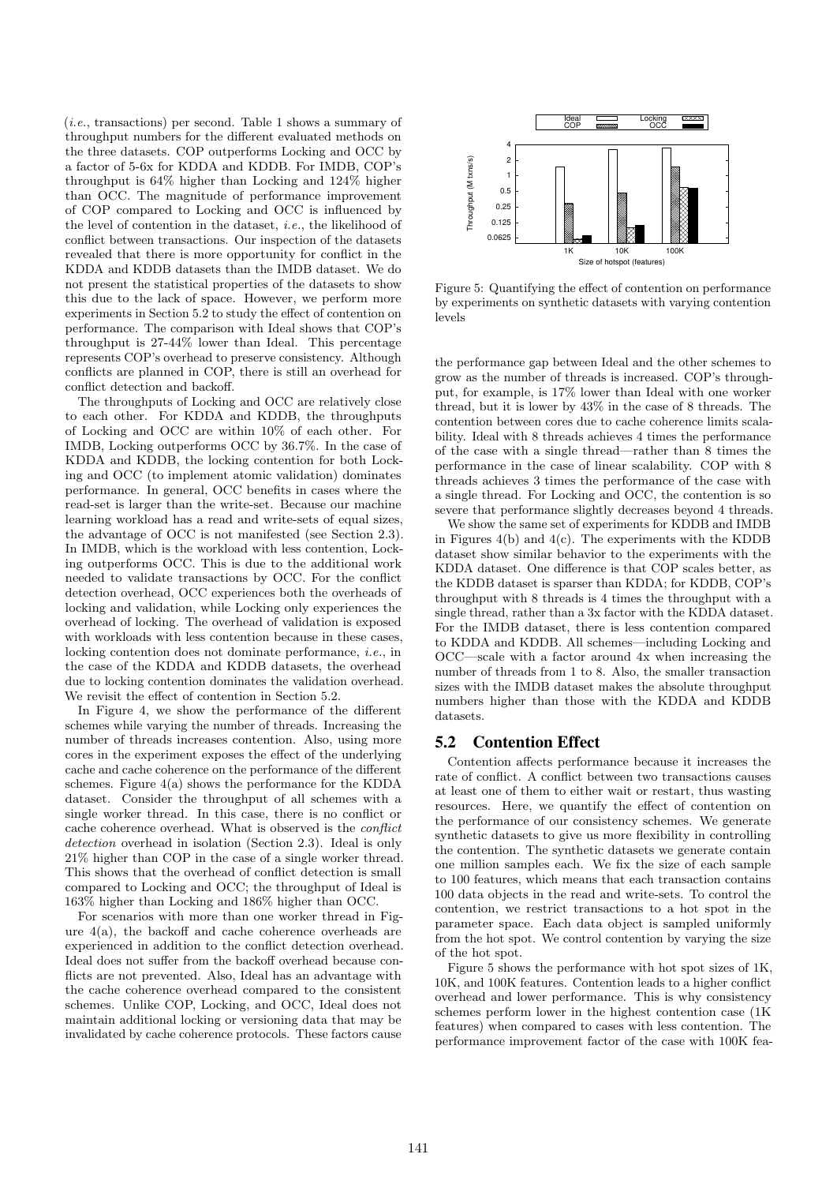(*i.e.*, transactions) per second. Table 1 shows a summary of throughput numbers for the different evaluated methods on the three datasets. COP outperforms Locking and OCC by a factor of 5-6x for KDDA and KDDB. For IMDB, COP's throughput is 64% higher than Locking and 124% higher than OCC. The magnitude of performance improvement of COP compared to Locking and OCC is influenced by the level of contention in the dataset, *i.e.*, the likelihood of conflict between transactions. Our inspection of the datasets revealed that there is more opportunity for conflict in the KDDA and KDDB datasets than the IMDB dataset. We do not present the statistical properties of the datasets to show this due to the lack of space. However, we perform more experiments in Section 5.2 to study the effect of contention on performance. The comparison with Ideal shows that COP's throughput is 27-44% lower than Ideal. This percentage represents COP's overhead to preserve consistency. Although conflicts are planned in COP, there is still an overhead for conflict detection and backoff.

The throughputs of Locking and OCC are relatively close to each other. For KDDA and KDDB, the throughputs of Locking and OCC are within 10% of each other. For IMDB, Locking outperforms OCC by 36.7%. In the case of KDDA and KDDB, the locking contention for both Locking and OCC (to implement atomic validation) dominates performance. In general, OCC benefits in cases where the read-set is larger than the write-set. Because our machine learning workload has a read and write-sets of equal sizes, the advantage of OCC is not manifested (see Section 2.3). In IMDB, which is the workload with less contention, Locking outperforms OCC. This is due to the additional work needed to validate transactions by OCC. For the conflict detection overhead, OCC experiences both the overheads of locking and validation, while Locking only experiences the overhead of locking. The overhead of validation is exposed with workloads with less contention because in these cases, locking contention does not dominate performance, *i.e.*, in the case of the KDDA and KDDB datasets, the overhead due to locking contention dominates the validation overhead. We revisit the effect of contention in Section 5.2.

In Figure 4, we show the performance of the different schemes while varying the number of threads. Increasing the number of threads increases contention. Also, using more cores in the experiment exposes the effect of the underlying cache and cache coherence on the performance of the different schemes. Figure 4(a) shows the performance for the KDDA dataset. Consider the throughput of all schemes with a single worker thread. In this case, there is no conflict or cache coherence overhead. What is observed is the *conflict detection* overhead in isolation (Section 2.3). Ideal is only 21% higher than COP in the case of a single worker thread. This shows that the overhead of conflict detection is small compared to Locking and OCC; the throughput of Ideal is 163% higher than Locking and 186% higher than OCC.

For scenarios with more than one worker thread in Figure 4(a), the backoff and cache coherence overheads are experienced in addition to the conflict detection overhead. Ideal does not suffer from the backoff overhead because conflicts are not prevented. Also, Ideal has an advantage with the cache coherence overhead compared to the consistent schemes. Unlike COP, Locking, and OCC, Ideal does not maintain additional locking or versioning data that may be invalidated by cache coherence protocols. These factors cause

Figure 5: Quantifying the effect of contention on performance by experiments on synthetic datasets with varying contention levels

the performance gap between Ideal and the other schemes to grow as the number of threads is increased. COP's throughput, for example, is 17% lower than Ideal with one worker thread, but it is lower by 43% in the case of 8 threads. The contention between cores due to cache coherence limits scalability. Ideal with 8 threads achieves 4 times the performance of the case with a single thread—rather than 8 times the performance in the case of linear scalability. COP with 8 threads achieves 3 times the performance of the case with a single thread. For Locking and OCC, the contention is so severe that performance slightly decreases beyond 4 threads.

We show the same set of experiments for KDDB and IMDB in Figures 4(b) and 4(c). The experiments with the KDDB dataset show similar behavior to the experiments with the KDDA dataset. One difference is that COP scales better, as the KDDB dataset is sparser than KDDA; for KDDB, COP's throughput with 8 threads is 4 times the throughput with a single thread, rather than a 3x factor with the KDDA dataset. For the IMDB dataset, there is less contention compared to KDDA and KDDB. All schemes—including Locking and OCC—scale with a factor around 4x when increasing the number of threads from 1 to 8. Also, the smaller transaction sizes with the IMDB dataset makes the absolute throughput numbers higher than those with the KDDA and KDDB datasets.

## 5.2 Contention Effect

Contention affects performance because it increases the rate of conflict. A conflict between two transactions causes at least one of them to either wait or restart, thus wasting resources. Here, we quantify the effect of contention on the performance of our consistency schemes. We generate synthetic datasets to give us more flexibility in controlling the contention. The synthetic datasets we generate contain one million samples each. We fix the size of each sample to 100 features, which means that each transaction contains 100 data objects in the read and write-sets. To control the contention, we restrict transactions to a hot spot in the parameter space. Each data object is sampled uniformly from the hot spot. We control contention by varying the size of the hot spot.

Figure 5 shows the performance with hot spot sizes of 1K, 10K, and 100K features. Contention leads to a higher conflict overhead and lower performance. This is why consistency schemes perform lower in the highest contention case (1K features) when compared to cases with less contention. The performance improvement factor of the case with 100K fea-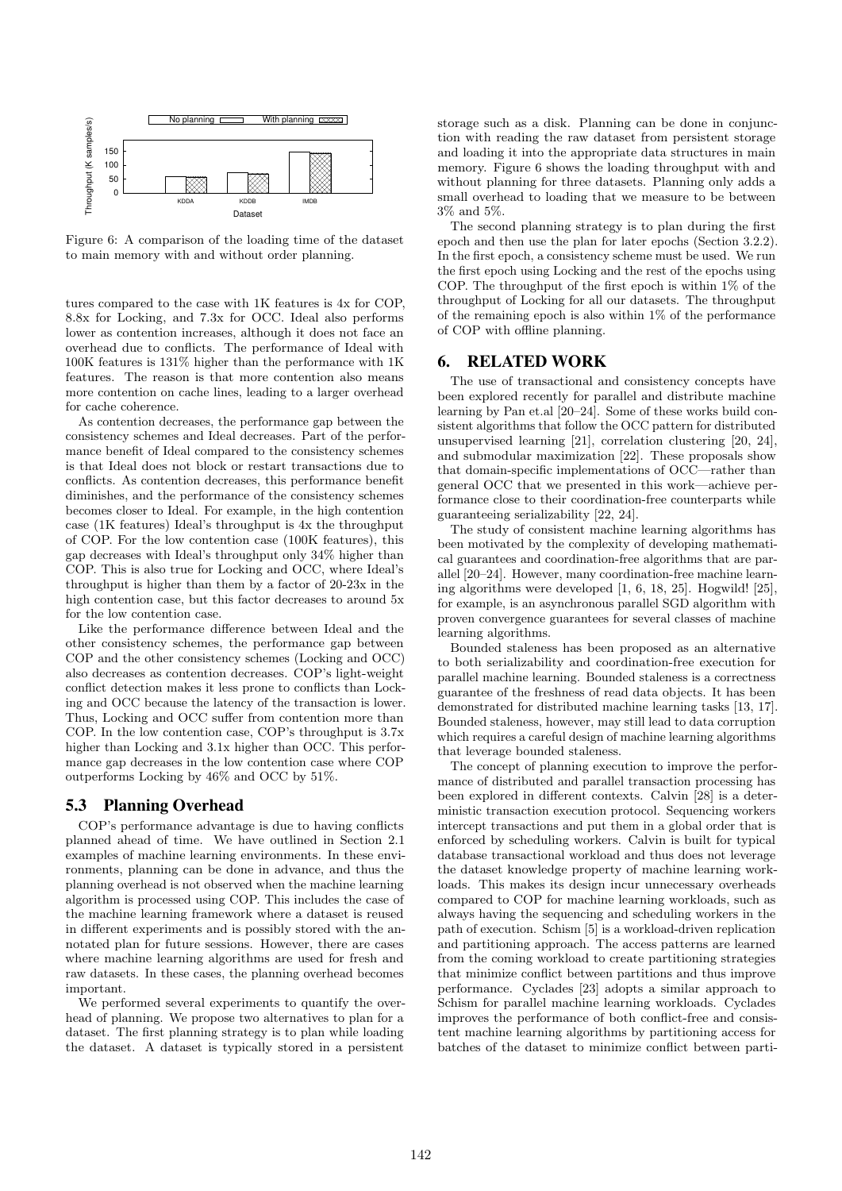Figure 6: A comparison of the loading time of the dataset to main memory with and without order planning.

tures compared to the case with 1K features is 4x for COP, 8.8x for Locking, and 7.3x for OCC. Ideal also performs lower as contention increases, although it does not face an overhead due to conflicts. The performance of Ideal with 100K features is 131% higher than the performance with 1K features. The reason is that more contention also means more contention on cache lines, leading to a larger overhead for cache coherence.

As contention decreases, the performance gap between the consistency schemes and Ideal decreases. Part of the performance benefit of Ideal compared to the consistency schemes is that Ideal does not block or restart transactions due to conflicts. As contention decreases, this performance benefit diminishes, and the performance of the consistency schemes becomes closer to Ideal. For example, in the high contention case (1K features) Ideal's throughput is 4x the throughput of COP. For the low contention case (100K features), this gap decreases with Ideal's throughput only 34% higher than COP. This is also true for Locking and OCC, where Ideal's throughput is higher than them by a factor of 20-23x in the high contention case, but this factor decreases to around 5x for the low contention case.

Like the performance difference between Ideal and the other consistency schemes, the performance gap between COP and the other consistency schemes (Locking and OCC) also decreases as contention decreases. COP's light-weight conflict detection makes it less prone to conflicts than Locking and OCC because the latency of the transaction is lower. Thus, Locking and OCC suffer from contention more than COP. In the low contention case, COP's throughput is 3.7x higher than Locking and 3.1x higher than OCC. This performance gap decreases in the low contention case where COP outperforms Locking by 46% and OCC by 51%.

## 5.3 Planning Overhead

COP's performance advantage is due to having conflicts planned ahead of time. We have outlined in Section 2.1 examples of machine learning environments. In these environments, planning can be done in advance, and thus the planning overhead is not observed when the machine learning algorithm is processed using COP. This includes the case of the machine learning framework where a dataset is reused in different experiments and is possibly stored with the annotated plan for future sessions. However, there are cases where machine learning algorithms are used for fresh and raw datasets. In these cases, the planning overhead becomes important.

We performed several experiments to quantify the overhead of planning. We propose two alternatives to plan for a dataset. The first planning strategy is to plan while loading the dataset. A dataset is typically stored in a persistent storage such as a disk. Planning can be done in conjunction with reading the raw dataset from persistent storage and loading it into the appropriate data structures in main memory. Figure 6 shows the loading throughput with and without planning for three datasets. Planning only adds a small overhead to loading that we measure to be between 3% and 5%.

The second planning strategy is to plan during the first epoch and then use the plan for later epochs (Section 3.2.2). In the first epoch, a consistency scheme must be used. We run the first epoch using Locking and the rest of the epochs using COP. The throughput of the first epoch is within 1% of the throughput of Locking for all our datasets. The throughput of the remaining epoch is also within 1% of the performance of COP with offline planning.

# 6. RELATED WORK

The use of transactional and consistency concepts have been explored recently for parallel and distribute machine learning by Pan et.al [20–24]. Some of these works build consistent algorithms that follow the OCC pattern for distributed unsupervised learning [21], correlation clustering [20, 24], and submodular maximization [22]. These proposals show that domain-specific implementations of OCC—rather than general OCC that we presented in this work—achieve performance close to their coordination-free counterparts while guaranteeing serializability [22, 24].

The study of consistent machine learning algorithms has been motivated by the complexity of developing mathematical guarantees and coordination-free algorithms that are parallel [20–24]. However, many coordination-free machine learning algorithms were developed [1, 6, 18, 25]. Hogwild! [25], for example, is an asynchronous parallel SGD algorithm with proven convergence guarantees for several classes of machine learning algorithms.

Bounded staleness has been proposed as an alternative to both serializability and coordination-free execution for parallel machine learning. Bounded staleness is a correctness guarantee of the freshness of read data objects. It has been demonstrated for distributed machine learning tasks [13, 17]. Bounded staleness, however, may still lead to data corruption which requires a careful design of machine learning algorithms that leverage bounded staleness.

The concept of planning execution to improve the performance of distributed and parallel transaction processing has been explored in different contexts. Calvin [28] is a deterministic transaction execution protocol. Sequencing workers intercept transactions and put them in a global order that is enforced by scheduling workers. Calvin is built for typical database transactional workload and thus does not leverage the dataset knowledge property of machine learning workloads. This makes its design incur unnecessary overheads compared to COP for machine learning workloads, such as always having the sequencing and scheduling workers in the path of execution. Schism [5] is a workload-driven replication and partitioning approach. The access patterns are learned from the coming workload to create partitioning strategies that minimize conflict between partitions and thus improve performance. Cyclades [23] adopts a similar approach to Schism for parallel machine learning workloads. Cyclades improves the performance of both conflict-free and consistent machine learning algorithms by partitioning access for batches of the dataset to minimize conflict between parti-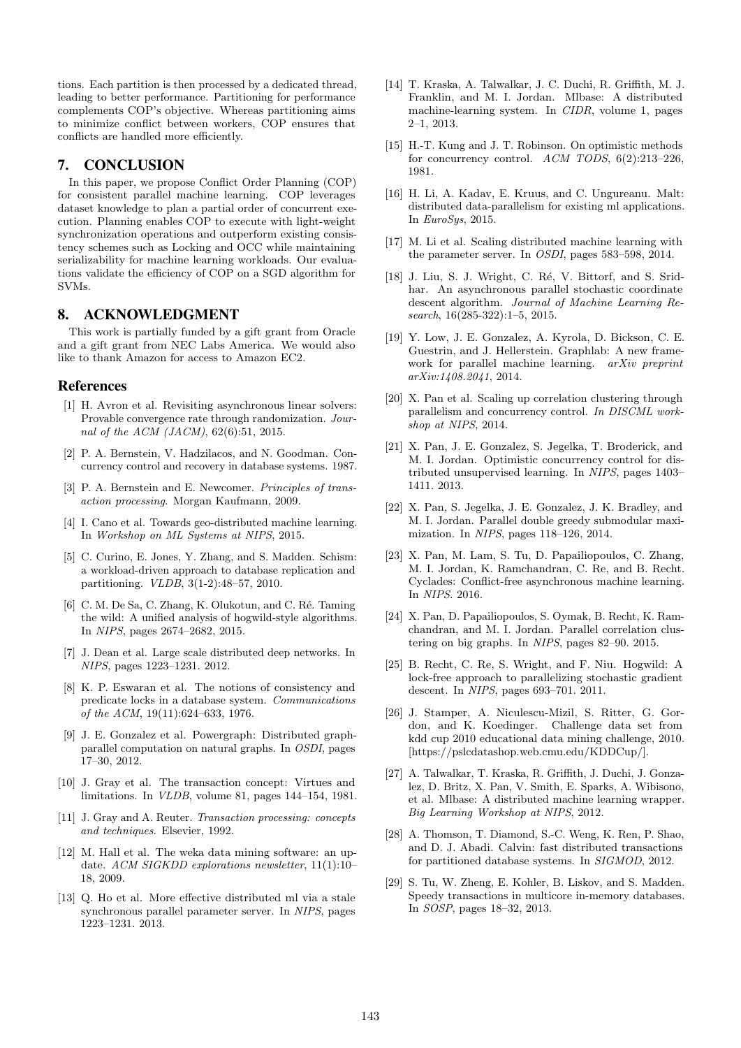tions. Each partition is then processed by a dedicated thread, leading to better performance. Partitioning for performance complements COP's objective. Whereas partitioning aims to minimize conflict between workers, COP ensures that conflicts are handled more efficiently.

## 7. CONCLUSION

In this paper, we propose Conflict Order Planning (COP) for consistent parallel machine learning. COP leverages dataset knowledge to plan a partial order of concurrent execution. Planning enables COP to execute with light-weight synchronization operations and outperform existing consistency schemes such as Locking and OCC while maintaining serializability for machine learning workloads. Our evaluations validate the efficiency of COP on a SGD algorithm for SVMs.

## 8. ACKNOWLEDGMENT

This work is partially funded by a gift grant from Oracle and a gift grant from NEC Labs America. We would also like to thank Amazon for access to Amazon EC2.

## References

[1] H. Avron et al. Revisiting asynchronous linear solvers: Provable convergence rate through randomization. *Journal of the ACM (JACM)*, 62(6):51, 2015.

[2] P. A. Bernstein, V. Hadzilacos, and N. Goodman. Concurrency control and recovery in database systems. 1987.

[3] P. A. Bernstein and E. Newcomer. *Principles of transaction processing*. Morgan Kaufmann, 2009.

[4] I. Cano et al. Towards geo-distributed machine learning. In *Workshop on ML Systems at NIPS*, 2015.

[5] C. Curino, E. Jones, Y. Zhang, and S. Madden. Schism: a workload-driven approach to database replication and partitioning. *VLDB*, 3(1-2):48–57, 2010.

[6] C. M. De Sa, C. Zhang, K. Olukotun, and C. Ré. Taming the wild: A unified analysis of hogwild-style algorithms. In *NIPS*, pages 2674–2682, 2015.

[7] J. Dean et al. Large scale distributed deep networks. In *NIPS*, pages 1223–1231. 2012.

[8] K. P. Eswaran et al. The notions of consistency and predicate locks in a database system. *Communications of the ACM*, 19(11):624–633, 1976.

[9] J. E. Gonzalez et al. Powergraph: Distributed graph-parallel computation on natural graphs. In *OSDI*, pages 17–30, 2012.

[10] J. Gray et al. The transaction concept: Virtues and limitations. In *VLDB*, volume 81, pages 144–154, 1981.

[11] J. Gray and A. Reuter. *Transaction processing: concepts and techniques*. Elsevier, 1992.

[12] M. Hall et al. The weka data mining software: an update. *ACM SIGKDD explorations newsletter*, 11(1):10–18, 2009.

[13] Q. Ho et al. More effective distributed ml via a stale synchronous parallel parameter server. In *NIPS*, pages 1223–1231. 2013.

[14] T. Kraska, A. Talwalkar, J. C. Duchi, R. Griffith, M. J. Franklin, and M. I. Jordan. Mlbase: A distributed machine-learning system. In *CIDR*, volume 1, pages 2–1, 2013.

[15] H.-T. Kung and J. T. Robinson. On optimistic methods for concurrency control. *ACM TODS*, 6(2):213–226, 1981.

[16] H. Li, A. Kadav, E. Kruus, and C. Ungureanu. Malt: distributed data-parallelism for existing ml applications. In *EuroSys*, 2015.

[17] M. Li et al. Scaling distributed machine learning with the parameter server. In *OSDI*, pages 583–598, 2014.

[18] J. Liu, S. J. Wright, C. Ré, V. Bittorf, and S. Sridhar. An asynchronous parallel stochastic coordinate descent algorithm. *Journal of Machine Learning Research*, 16(285-322):1–5, 2015.

[19] Y. Low, J. E. Gonzalez, A. Kyrola, D. Bickson, C. E. Guestrin, and J. Hellerstein. Graphlab: A new framework for parallel machine learning. *arXiv preprint arXiv:1408.2041*, 2014.

[20] X. Pan et al. Scaling up correlation clustering through parallelism and concurrency control. *In DISCML workshop at NIPS*, 2014.

[21] X. Pan, J. E. Gonzalez, S. Jegelka, T. Broderick, and M. I. Jordan. Optimistic concurrency control for distributed unsupervised learning. In *NIPS*, pages 1403–1411. 2013.

[22] X. Pan, S. Jegelka, J. E. Gonzalez, J. K. Bradley, and M. I. Jordan. Parallel double greedy submodular maximization. In *NIPS*, pages 118–126, 2014.

[23] X. Pan, M. Lam, S. Tu, D. Papailiopoulos, C. Zhang, M. I. Jordan, K. Ramchandran, C. Re, and B. Recht. Cyclades: Conflict-free asynchronous machine learning. In *NIPS*. 2016.

[24] X. Pan, D. Papailiopoulos, S. Oymak, B. Recht, K. Ramchandran, and M. I. Jordan. Parallel correlation clustering on big graphs. In *NIPS*, pages 82–90. 2015.

[25] B. Recht, C. Re, S. Wright, and F. Niu. Hogwild: A lock-free approach to parallelizing stochastic gradient descent. In *NIPS*, pages 693–701. 2011.

[26] J. Stamper, A. Niculescu-Mizil, S. Ritter, G. Gordon, and K. Koedinger. Challenge data set from kdd cup 2010 educational data mining challenge, 2010. [https://pslcdatashop.web.cmu.edu/KDDCup/].

[27] A. Talwalkar, T. Kraska, R. Griffith, J. Duchi, J. Gonzalez, D. Britz, X. Pan, V. Smith, E. Sparks, A. Wibisono, et al. Mlbase: A distributed machine learning wrapper. *Big Learning Workshop at NIPS*, 2012.

[28] A. Thomson, T. Diamond, S.-C. Weng, K. Ren, P. Shao, and D. J. Abadi. Calvin: fast distributed transactions for partitioned database systems. In *SIGMOD*, 2012.

[29] S. Tu, W. Zheng, E. Kohler, B. Liskov, and S. Madden. Speedy transactions in multicore in-memory databases. In *SOSP*, pages 18–32, 2013.